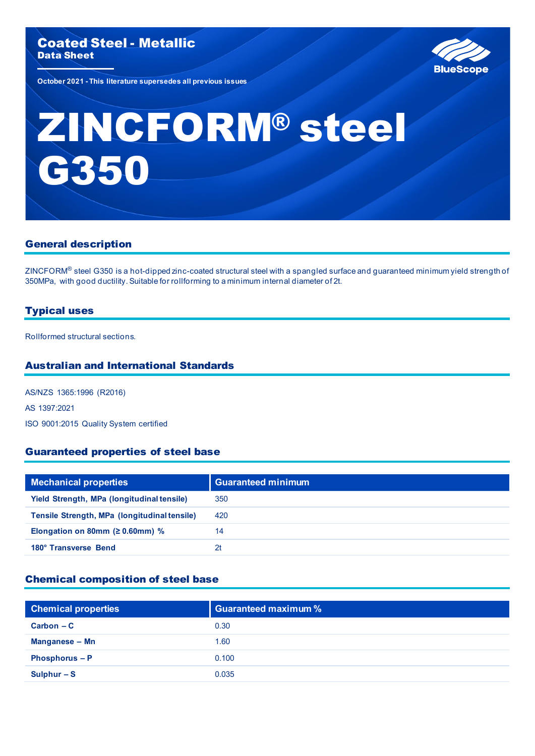**Coated Steel - Metallic**
**Data Sheet**

October 2021 - This literature supersedes all previous issues

BlueScope

# ZINCFORM® steel G350

## General description

ZINCFORM® steel G350 is a hot-dipped zinc-coated structural steel with a spangled surface and guaranteed minimum yield strength of 350MPa, with good ductility. Suitable for rollforming to a minimum internal diameter of 2t.

## Typical uses

Rollformed structural sections.

## Australian and International Standards

AS/NZS 1365:1996 (R2016)

AS 1397:2021

ISO 9001:2015 Quality System certified

## Guaranteed properties of steel base

| Mechanical properties | Guaranteed minimum |
|---|---|
| **Yield Strength, MPa (longitudinal tensile)** | 350 |
| **Tensile Strength, MPa (longitudinal tensile)** | 420 |
| **Elongation on 80mm (≥ 0.60mm) %** | 14 |
| **180° Transverse Bend** | 2t |

## Chemical composition of steel base

| Chemical properties | Guaranteed maximum % |
|---|---|
| **Carbon – C** | 0.30 |
| **Manganese – Mn** | 1.60 |
| **Phosphorus – P** | 0.100 |
| **Sulphur – S** | 0.035 |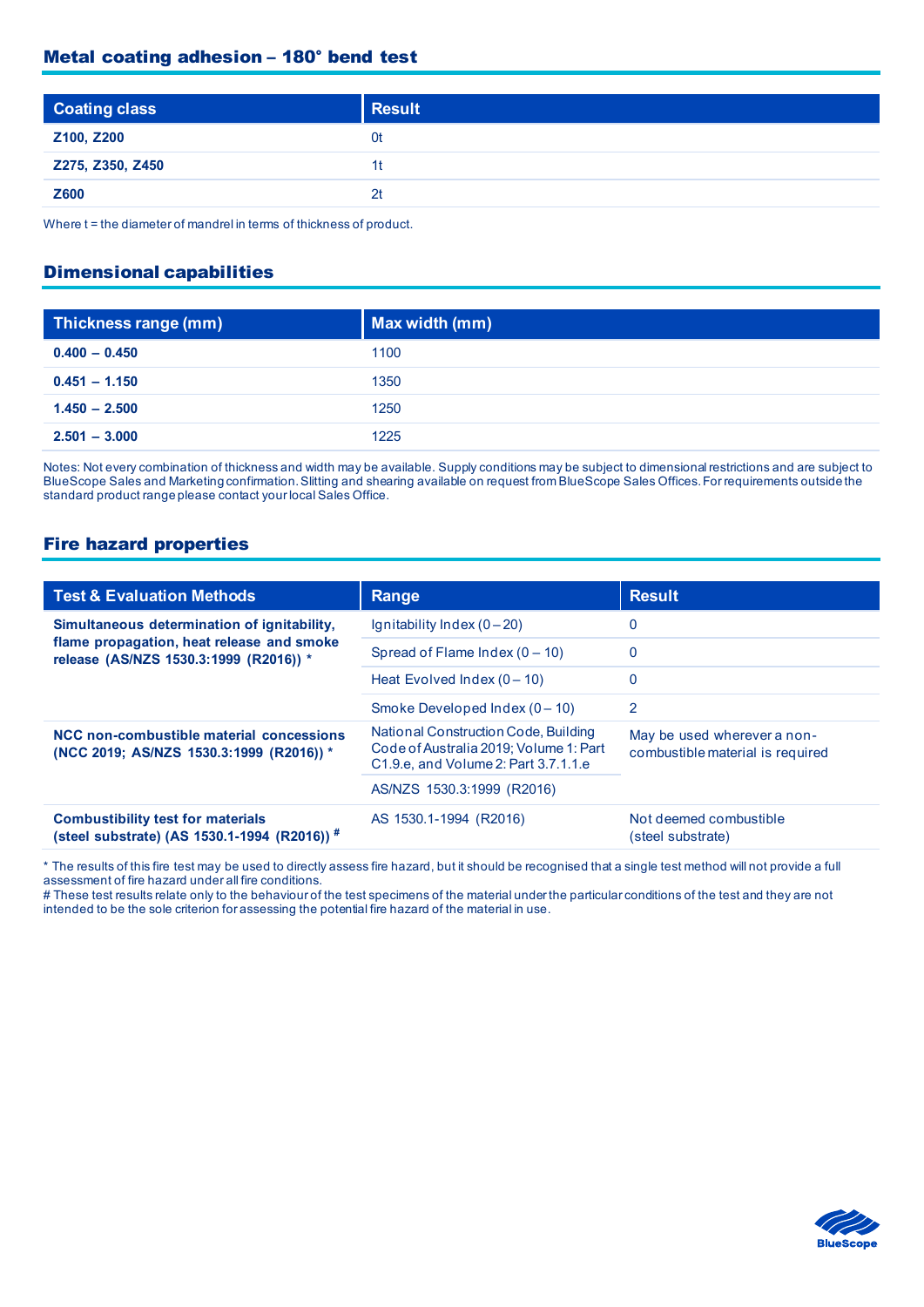## Metal coating adhesion – 180° bend test

| Coating class | Result |
|---|---|
| **Z100, Z200** | 0t |
| **Z275, Z350, Z450** | 1t |
| **Z600** | 2t |

Where t = the diameter of mandrel in terms of thickness of product.

## Dimensional capabilities

| Thickness range (mm) | Max width (mm) |
|---|---|
| **0.400 – 0.450** | 1100 |
| **0.451 – 1.150** | 1350 |
| **1.450 – 2.500** | 1250 |
| **2.501 – 3.000** | 1225 |

Notes: Not every combination of thickness and width may be available. Supply conditions may be subject to dimensional restrictions and are subject to BlueScope Sales and Marketing confirmation. Slitting and shearing available on request from BlueScope Sales Offices. For requirements outside the standard product range please contact your local Sales Office.

## Fire hazard properties

| Test & Evaluation Methods | Range | Result |
|---|---|---|
| **Simultaneous determination of ignitability, flame propagation, heat release and smoke release (AS/NZS 1530.3:1999 (R2016)) *** | Ignitability Index (0 – 20) | 0 |
| | Spread of Flame Index (0 – 10) | 0 |
| | Heat Evolved Index (0 – 10) | 0 |
| | Smoke Developed Index (0 – 10) | 2 |
| **NCC non-combustible material concessions (NCC 2019; AS/NZS 1530.3:1999 (R2016)) *** | National Construction Code, Building Code of Australia 2019; Volume 1: Part C1.9.e, and Volume 2: Part 3.7.1.1.e | May be used wherever a non-combustible material is required |
| | AS/NZS 1530.3:1999 (R2016) | |
| **Combustibility test for materials (steel substrate) (AS 1530.1-1994 (R2016)) #** | AS 1530.1-1994 (R2016) | Not deemed combustible (steel substrate) |

* The results of this fire test may be used to directly assess fire hazard, but it should be recognised that a single test method will not provide a full assessment of fire hazard under all fire conditions.
# These test results relate only to the behaviour of the test specimens of the material under the particular conditions of the test and they are not intended to be the sole criterion for assessing the potential fire hazard of the material in use.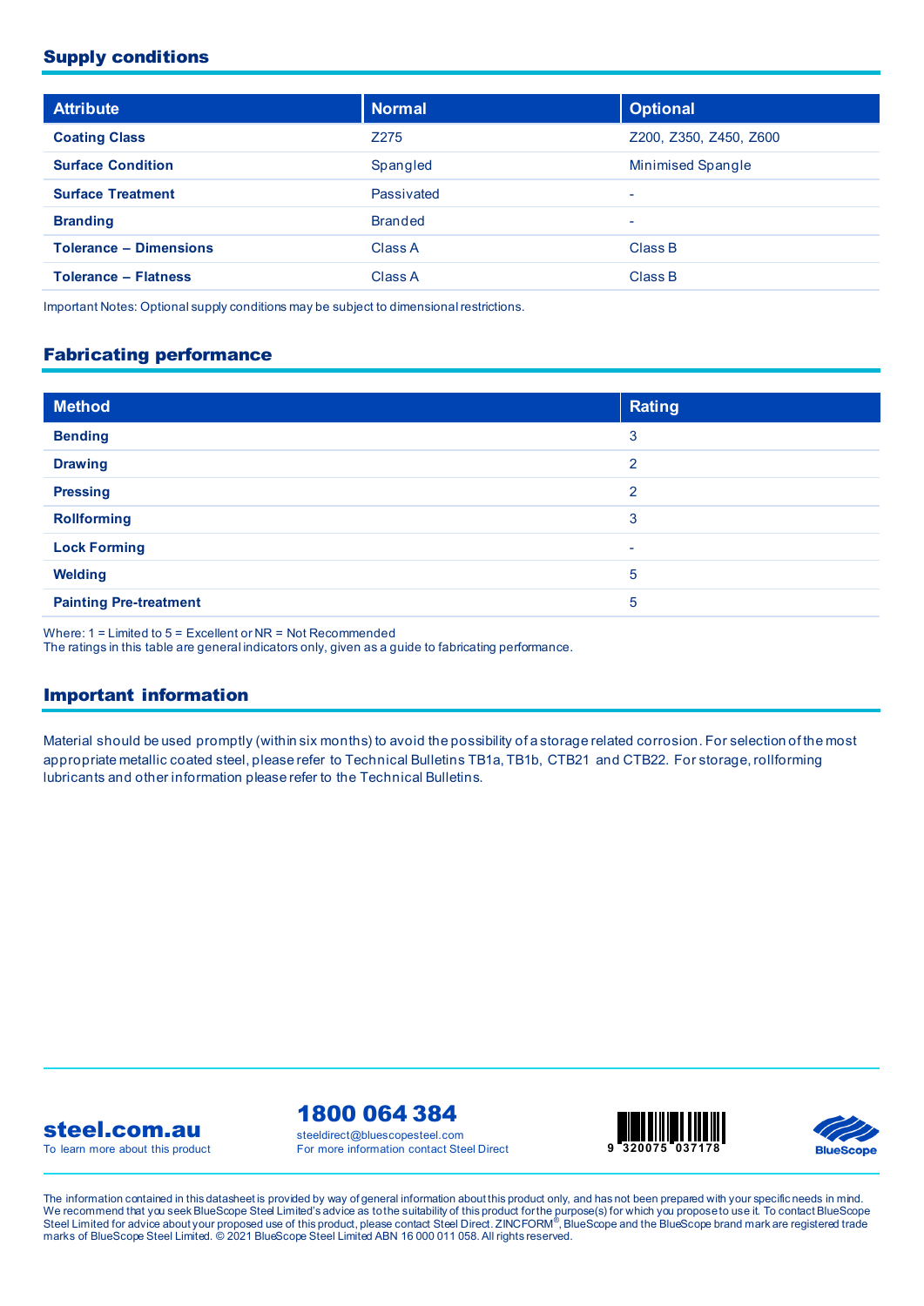## Supply conditions

| Attribute | Normal | Optional |
|---|---|---|
| **Coating Class** | Z275 | Z200, Z350, Z450, Z600 |
| **Surface Condition** | Spangled | Minimised Spangle |
| **Surface Treatment** | Passivated | - |
| **Branding** | Branded | - |
| **Tolerance – Dimensions** | Class A | Class B |
| **Tolerance – Flatness** | Class A | Class B |

Important Notes: Optional supply conditions may be subject to dimensional restrictions.

## Fabricating performance

| Method | Rating |
|---|---|
| **Bending** | 3 |
| **Drawing** | 2 |
| **Pressing** | 2 |
| **Rollforming** | 3 |
| **Lock Forming** | - |
| **Welding** | 5 |
| **Painting Pre-treatment** | 5 |

Where: 1 = Limited to 5 = Excellent or NR = Not Recommended
The ratings in this table are general indicators only, given as a guide to fabricating performance.

## Important information

Material should be used promptly (within six months) to avoid the possibility of a storage related corrosion. For selection of the most appropriate metallic coated steel, please refer to Technical Bulletins TB1a, TB1b, CTB21 and CTB22. For storage, rollforming lubricants and other information please refer to the Technical Bulletins.

**steel.com.au**
To learn more about this product

**1800 064 384**
steeldirect@bluescopesteel.com
For more information contact Steel Direct

9 320075 037178

BlueScope

The information contained in this datasheet is provided by way of general information about this product only, and has not been prepared with your specific needs in mind. We recommend that you seek BlueScope Steel Limited's advice as to the suitability of this product for the purpose(s) for which you propose to use it. To contact BlueScope Steel Limited for advice about your proposed use of this product, please contact Steel Direct. ZINCFORM®, BlueScope and the BlueScope brand mark are registered trade marks of BlueScope Steel Limited. © 2021 BlueScope Steel Limited ABN 16 000 011 058. All rights reserved.